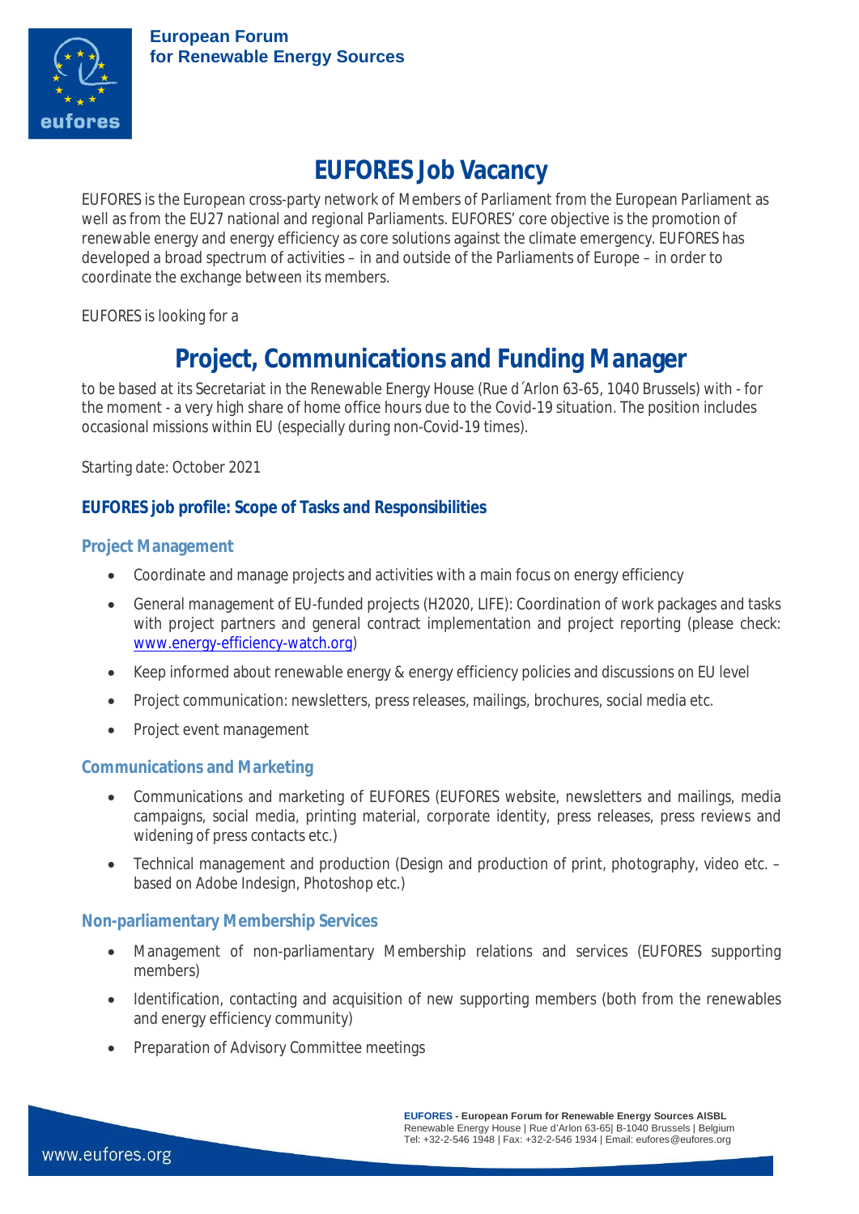# EUFORES Job Vacancy

EUFORES is the European cross-party network of Members of Parliament from the European Parliament as well as from the EU27 national and regional Parliaments. EUFORES' core objective is the promotion of renewable energy and energy efficiency as core solutions against the climate emergency. EUFORES has developed a broad spectrum of activities – in and outside of the Parliaments of Europe – in order to coordinate the exchange between its members.

EUFORES is looking for a

## Project, Communications and Funding Manager

to be based at its Secretariat in the Renewable Energy House (Rue d´Arlon 63-65, 1040 Brussels) with - for the moment - a very high share of home office hours due to the Covid-19 situation. The position includes occasional missions within EU (especially during non-Covid-19 times).

Starting date: October 2021

### EUFORES job profile: Scope of Tasks and Responsibilities

#### Project Management

- Coordinate and manage projects and activities with a main focus on energy efficiency
- General management of EU-funded projects (H2020, LIFE): Coordination of work packages and tasks with project partners and general contract implementation and project reporting (please check: www.energy-efficiency-watch.org)
- Keep informed about renewable energy & energy efficiency policies and discussions on EU level
- Project communication: newsletters, press releases, mailings, brochures, social media etc.
- Project event management

#### Communications and Marketing

- Communications and marketing of EUFORES (EUFORES website, newsletters and mailings, media campaigns, social media, printing material, corporate identity, press releases, press reviews and widening of press contacts etc.)
- Technical management and production (Design and production of print, photography, video etc. – based on Adobe Indesign, Photoshop etc.)

#### Non-parliamentary Membership Services

- Management of non-parliamentary Membership relations and services (EUFORES supporting members)
- Identification, contacting and acquisition of new supporting members (both from the renewables and energy efficiency community)
- Preparation of Advisory Committee meetings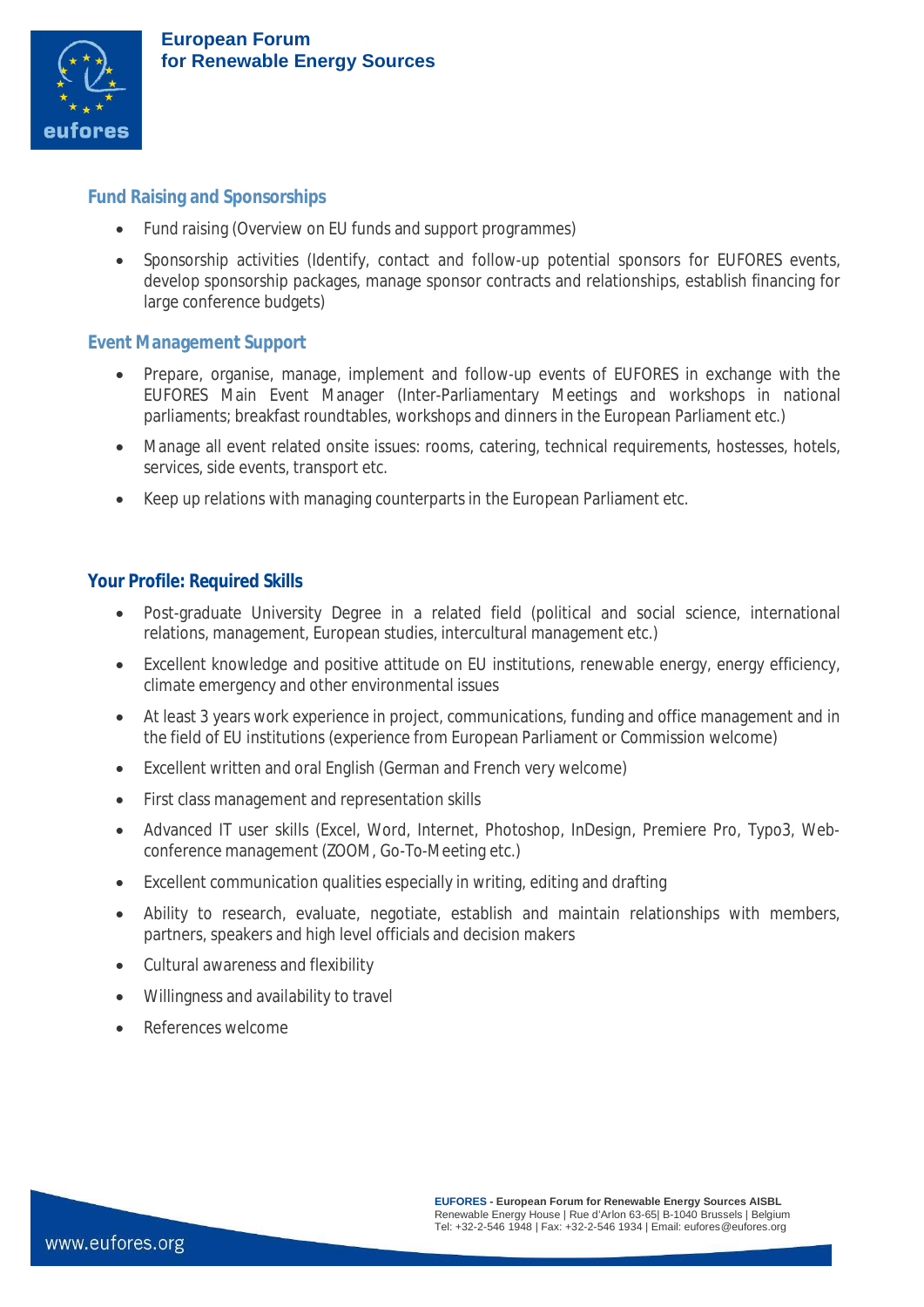## Fund Raising and Sponsorships

- Fund raising (Overview on EU funds and support programmes)
- Sponsorship activities (Identify, contact and follow-up potential sponsors for EUFORES events, develop sponsorship packages, manage sponsor contracts and relationships, establish financing for large conference budgets)

## Event Management Support

- Prepare, organise, manage, implement and follow-up events of EUFORES in exchange with the EUFORES Main Event Manager (Inter-Parliamentary Meetings and workshops in national parliaments; breakfast roundtables, workshops and dinners in the European Parliament etc.)
- Manage all event related onsite issues: rooms, catering, technical requirements, hostesses, hotels, services, side events, transport etc.
- Keep up relations with managing counterparts in the European Parliament etc.

## Your Profile: Required Skills

- Post-graduate University Degree in a related field (political and social science, international relations, management, European studies, intercultural management etc.)
- Excellent knowledge and positive attitude on EU institutions, renewable energy, energy efficiency, climate emergency and other environmental issues
- At least 3 years work experience in project, communications, funding and office management and in the field of EU institutions (experience from European Parliament or Commission welcome)
- Excellent written and oral English (German and French very welcome)
- First class management and representation skills
- Advanced IT user skills (Excel, Word, Internet, Photoshop, InDesign, Premiere Pro, Typo3, Web-conference management (ZOOM, Go-To-Meeting etc.)
- Excellent communication qualities especially in writing, editing and drafting
- Ability to research, evaluate, negotiate, establish and maintain relationships with members, partners, speakers and high level officials and decision makers
- Cultural awareness and flexibility
- Willingness and availability to travel
- References welcome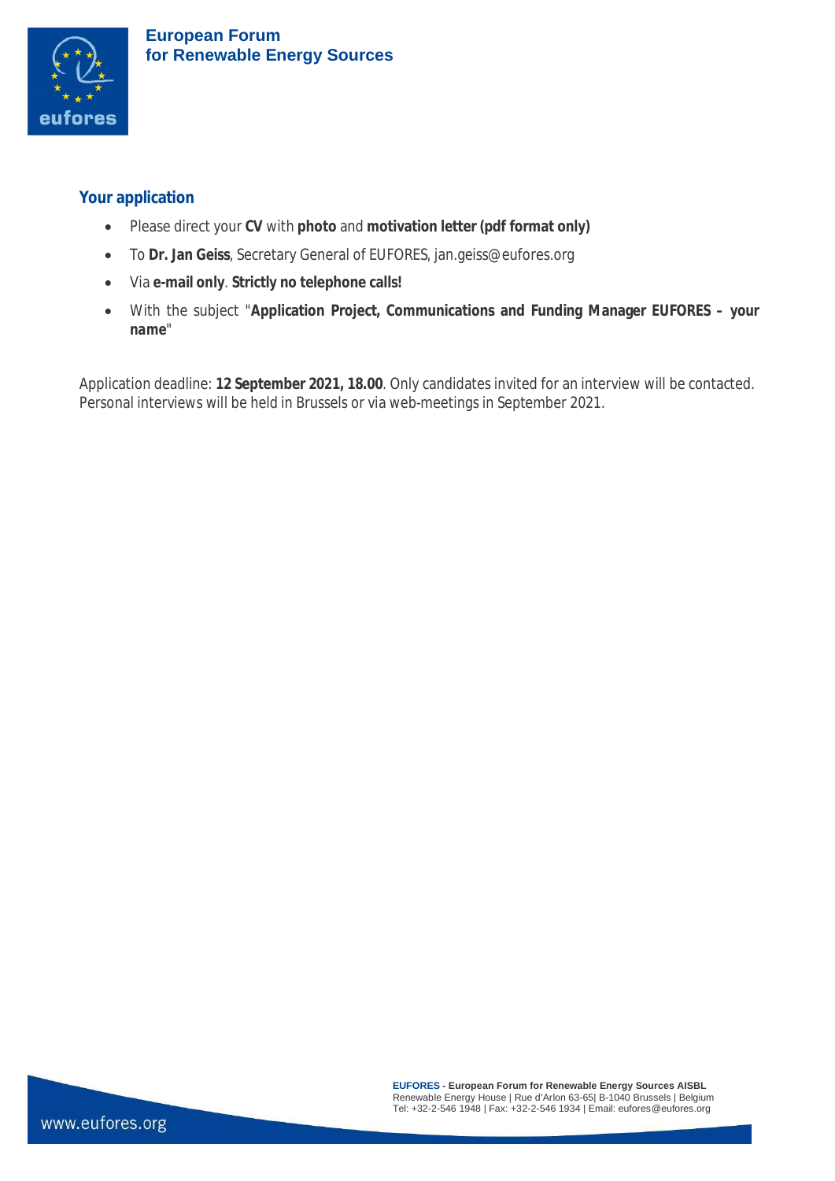## Your application

- Please direct your **CV** with **photo** and **motivation letter (pdf format only)**
- To **Dr. Jan Geiss**, Secretary General of EUFORES, jan.geiss@eufores.org
- Via **e-mail only**. **Strictly no telephone calls!**
- With the subject "**Application Project, Communications and Funding Manager EUFORES – your name**"

Application deadline: **12 September 2021, 18.00**. Only candidates invited for an interview will be contacted. Personal interviews will be held in Brussels or via web-meetings in September 2021.